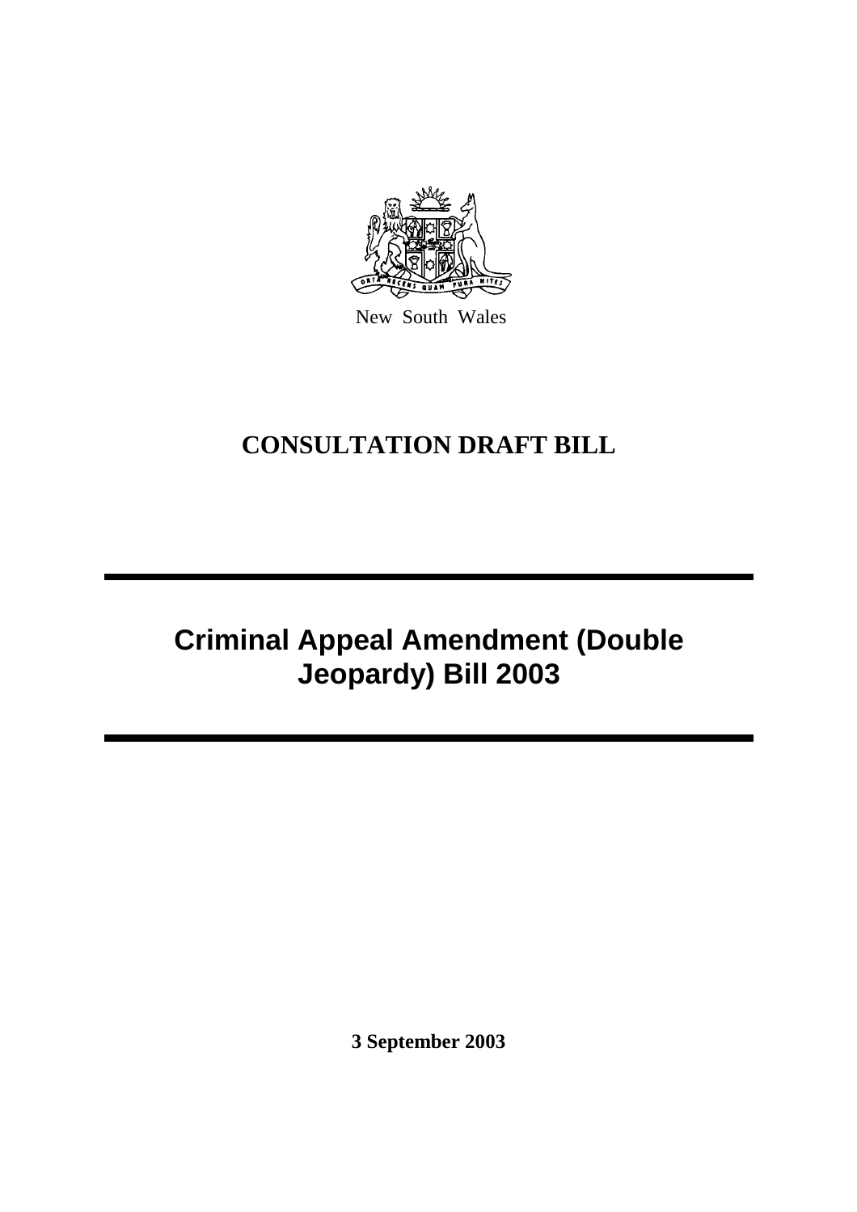New South Wales

# CONSULTATION DRAFT BILL

# Criminal Appeal Amendment (Double Jeopardy) Bill 2003

**3 September 2003**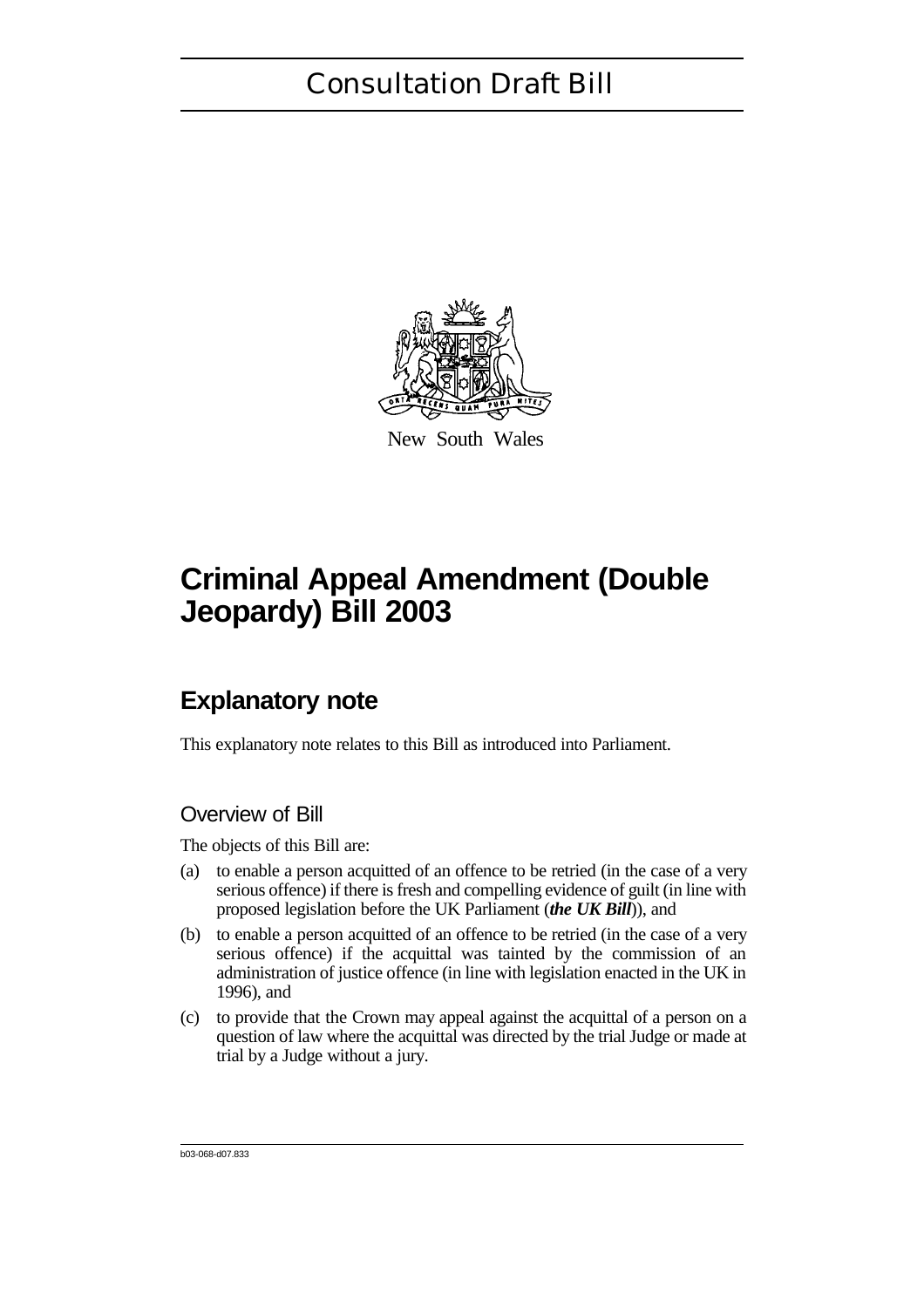# Consultation Draft Bill

New South Wales

# Criminal Appeal Amendment (Double Jeopardy) Bill 2003

## Explanatory note

This explanatory note relates to this Bill as introduced into Parliament.

### Overview of Bill

The objects of this Bill are:

(a) to enable a person acquitted of an offence to be retried (in the case of a very serious offence) if there is fresh and compelling evidence of guilt (in line with proposed legislation before the UK Parliament (***the UK Bill***)), and

(b) to enable a person acquitted of an offence to be retried (in the case of a very serious offence) if the acquittal was tainted by the commission of an administration of justice offence (in line with legislation enacted in the UK in 1996), and

(c) to provide that the Crown may appeal against the acquittal of a person on a question of law where the acquittal was directed by the trial Judge or made at trial by a Judge without a jury.

b03-068-d07.833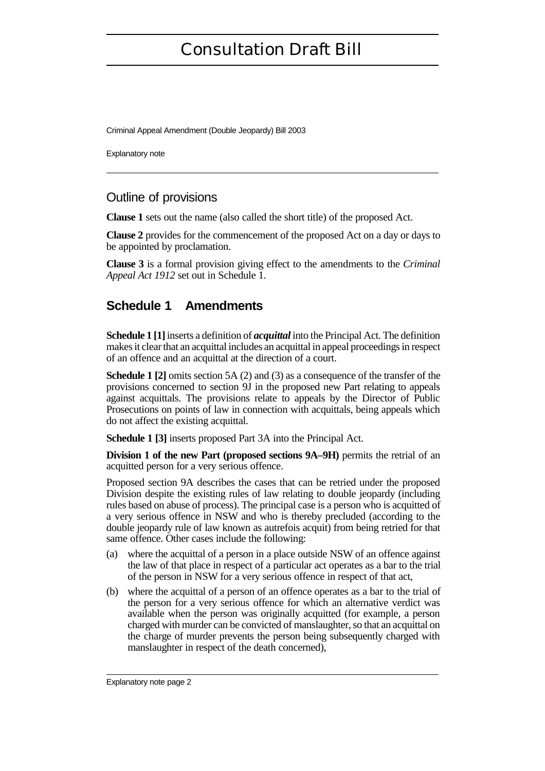# Consultation Draft Bill

Criminal Appeal Amendment (Double Jeopardy) Bill 2003

Explanatory note

## Outline of provisions

**Clause 1** sets out the name (also called the short title) of the proposed Act.

**Clause 2** provides for the commencement of the proposed Act on a day or days to be appointed by proclamation.

**Clause 3** is a formal provision giving effect to the amendments to the *Criminal Appeal Act 1912* set out in Schedule 1.

## Schedule 1 Amendments

**Schedule 1 [1]** inserts a definition of ***acquittal*** into the Principal Act. The definition makes it clear that an acquittal includes an acquittal in appeal proceedings in respect of an offence and an acquittal at the direction of a court.

**Schedule 1 [2]** omits section 5A (2) and (3) as a consequence of the transfer of the provisions concerned to section 9J in the proposed new Part relating to appeals against acquittals. The provisions relate to appeals by the Director of Public Prosecutions on points of law in connection with acquittals, being appeals which do not affect the existing acquittal.

**Schedule 1 [3]** inserts proposed Part 3A into the Principal Act.

**Division 1 of the new Part (proposed sections 9A–9H)** permits the retrial of an acquitted person for a very serious offence.

Proposed section 9A describes the cases that can be retried under the proposed Division despite the existing rules of law relating to double jeopardy (including rules based on abuse of process). The principal case is a person who is acquitted of a very serious offence in NSW and who is thereby precluded (according to the double jeopardy rule of law known as autrefois acquit) from being retried for that same offence. Other cases include the following:

(a) where the acquittal of a person in a place outside NSW of an offence against the law of that place in respect of a particular act operates as a bar to the trial of the person in NSW for a very serious offence in respect of that act,

(b) where the acquittal of a person of an offence operates as a bar to the trial of the person for a very serious offence for which an alternative verdict was available when the person was originally acquitted (for example, a person charged with murder can be convicted of manslaughter, so that an acquittal on the charge of murder prevents the person being subsequently charged with manslaughter in respect of the death concerned),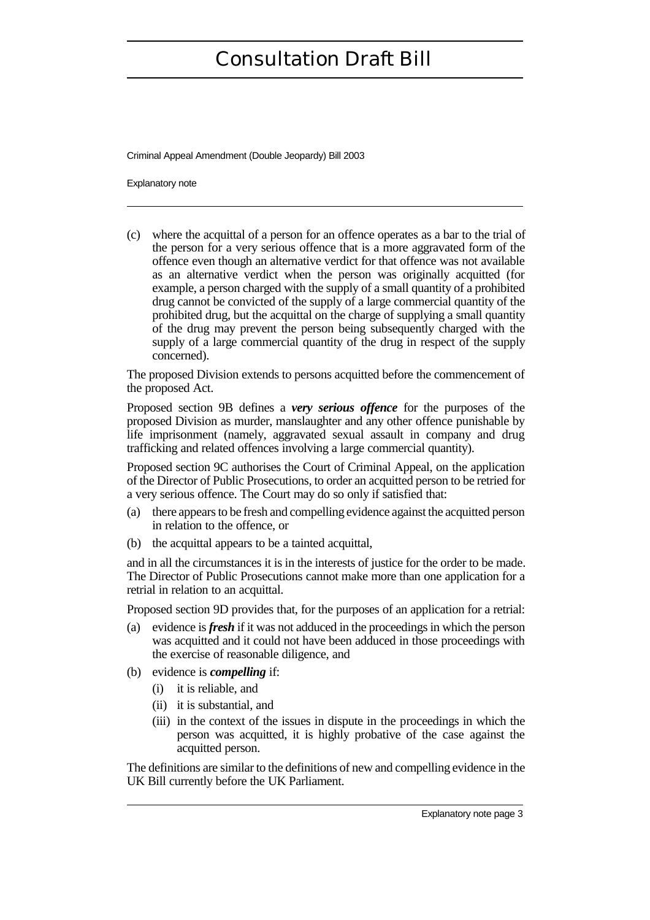(c) where the acquittal of a person for an offence operates as a bar to the trial of the person for a very serious offence that is a more aggravated form of the offence even though an alternative verdict for that offence was not available as an alternative verdict when the person was originally acquitted (for example, a person charged with the supply of a small quantity of a prohibited drug cannot be convicted of the supply of a large commercial quantity of the prohibited drug, but the acquittal on the charge of supplying a small quantity of the drug may prevent the person being subsequently charged with the supply of a large commercial quantity of the drug in respect of the supply concerned).

The proposed Division extends to persons acquitted before the commencement of the proposed Act.

Proposed section 9B defines a ***very serious offence*** for the purposes of the proposed Division as murder, manslaughter and any other offence punishable by life imprisonment (namely, aggravated sexual assault in company and drug trafficking and related offences involving a large commercial quantity).

Proposed section 9C authorises the Court of Criminal Appeal, on the application of the Director of Public Prosecutions, to order an acquitted person to be retried for a very serious offence. The Court may do so only if satisfied that:

(a) there appears to be fresh and compelling evidence against the acquitted person in relation to the offence, or

(b) the acquittal appears to be a tainted acquittal,

and in all the circumstances it is in the interests of justice for the order to be made. The Director of Public Prosecutions cannot make more than one application for a retrial in relation to an acquittal.

Proposed section 9D provides that, for the purposes of an application for a retrial:

(a) evidence is ***fresh*** if it was not adduced in the proceedings in which the person was acquitted and it could not have been adduced in those proceedings with the exercise of reasonable diligence, and

(b) evidence is ***compelling*** if:

   (i) it is reliable, and

   (ii) it is substantial, and

   (iii) in the context of the issues in dispute in the proceedings in which the person was acquitted, it is highly probative of the case against the acquitted person.

The definitions are similar to the definitions of new and compelling evidence in the UK Bill currently before the UK Parliament.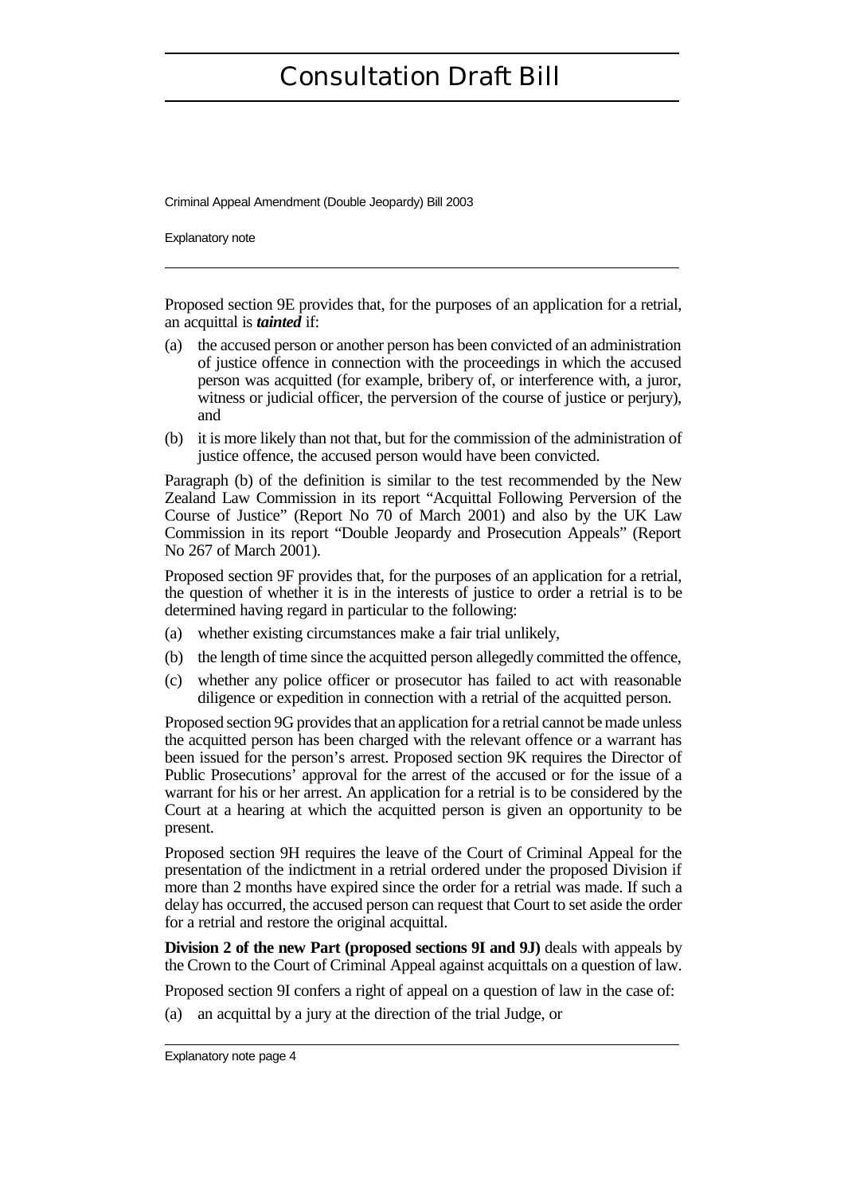Proposed section 9E provides that, for the purposes of an application for a retrial, an acquittal is ***tainted*** if:

(a) the accused person or another person has been convicted of an administration of justice offence in connection with the proceedings in which the accused person was acquitted (for example, bribery of, or interference with, a juror, witness or judicial officer, the perversion of the course of justice or perjury), and

(b) it is more likely than not that, but for the commission of the administration of justice offence, the accused person would have been convicted.

Paragraph (b) of the definition is similar to the test recommended by the New Zealand Law Commission in its report "Acquittal Following Perversion of the Course of Justice" (Report No 70 of March 2001) and also by the UK Law Commission in its report "Double Jeopardy and Prosecution Appeals" (Report No 267 of March 2001).

Proposed section 9F provides that, for the purposes of an application for a retrial, the question of whether it is in the interests of justice to order a retrial is to be determined having regard in particular to the following:

(a) whether existing circumstances make a fair trial unlikely,

(b) the length of time since the acquitted person allegedly committed the offence,

(c) whether any police officer or prosecutor has failed to act with reasonable diligence or expedition in connection with a retrial of the acquitted person.

Proposed section 9G provides that an application for a retrial cannot be made unless the acquitted person has been charged with the relevant offence or a warrant has been issued for the person's arrest. Proposed section 9K requires the Director of Public Prosecutions' approval for the arrest of the accused or for the issue of a warrant for his or her arrest. An application for a retrial is to be considered by the Court at a hearing at which the acquitted person is given an opportunity to be present.

Proposed section 9H requires the leave of the Court of Criminal Appeal for the presentation of the indictment in a retrial ordered under the proposed Division if more than 2 months have expired since the order for a retrial was made. If such a delay has occurred, the accused person can request that Court to set aside the order for a retrial and restore the original acquittal.

**Division 2 of the new Part (proposed sections 9I and 9J)** deals with appeals by the Crown to the Court of Criminal Appeal against acquittals on a question of law.

Proposed section 9I confers a right of appeal on a question of law in the case of:

(a) an acquittal by a jury at the direction of the trial Judge, or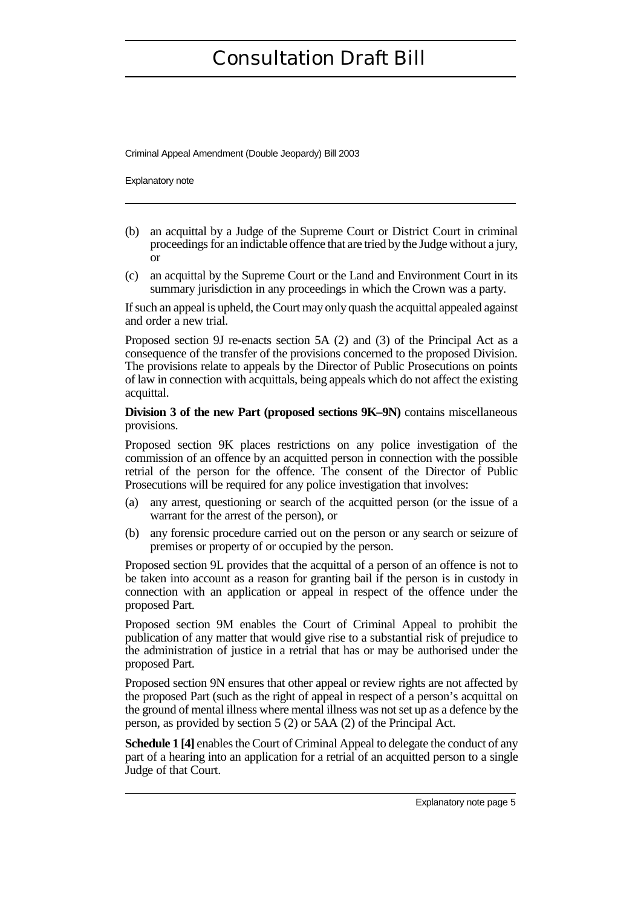(b) an acquittal by a Judge of the Supreme Court or District Court in criminal proceedings for an indictable offence that are tried by the Judge without a jury, or

(c) an acquittal by the Supreme Court or the Land and Environment Court in its summary jurisdiction in any proceedings in which the Crown was a party.

If such an appeal is upheld, the Court may only quash the acquittal appealed against and order a new trial.

Proposed section 9J re-enacts section 5A (2) and (3) of the Principal Act as a consequence of the transfer of the provisions concerned to the proposed Division. The provisions relate to appeals by the Director of Public Prosecutions on points of law in connection with acquittals, being appeals which do not affect the existing acquittal.

**Division 3 of the new Part (proposed sections 9K–9N)** contains miscellaneous provisions.

Proposed section 9K places restrictions on any police investigation of the commission of an offence by an acquitted person in connection with the possible retrial of the person for the offence. The consent of the Director of Public Prosecutions will be required for any police investigation that involves:

(a) any arrest, questioning or search of the acquitted person (or the issue of a warrant for the arrest of the person), or

(b) any forensic procedure carried out on the person or any search or seizure of premises or property of or occupied by the person.

Proposed section 9L provides that the acquittal of a person of an offence is not to be taken into account as a reason for granting bail if the person is in custody in connection with an application or appeal in respect of the offence under the proposed Part.

Proposed section 9M enables the Court of Criminal Appeal to prohibit the publication of any matter that would give rise to a substantial risk of prejudice to the administration of justice in a retrial that has or may be authorised under the proposed Part.

Proposed section 9N ensures that other appeal or review rights are not affected by the proposed Part (such as the right of appeal in respect of a person's acquittal on the ground of mental illness where mental illness was not set up as a defence by the person, as provided by section 5 (2) or 5AA (2) of the Principal Act.

**Schedule 1 [4]** enables the Court of Criminal Appeal to delegate the conduct of any part of a hearing into an application for a retrial of an acquitted person to a single Judge of that Court.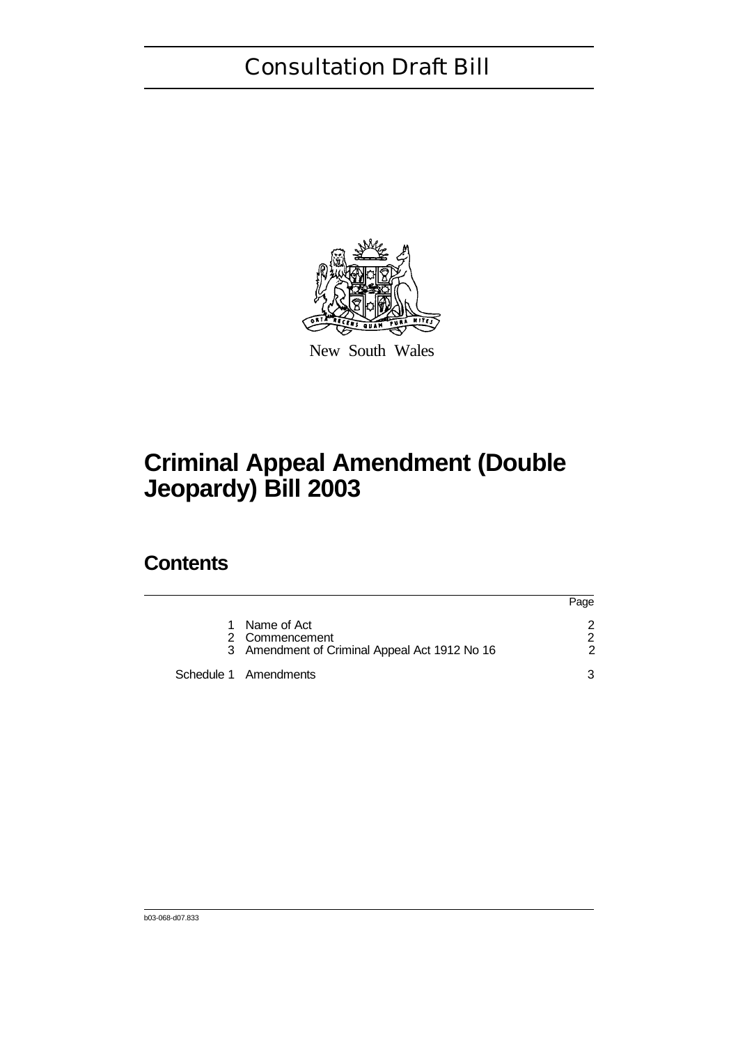# Consultation Draft Bill

New South Wales

# Criminal Appeal Amendment (Double Jeopardy) Bill 2003

## Contents

| | | Page |
|---|---|---|
| 1 | Name of Act | 2 |
| 2 | Commencement | 2 |
| 3 | Amendment of Criminal Appeal Act 1912 No 16 | 2 |
| Schedule 1 | Amendments | 3 |

b03-068-d07.833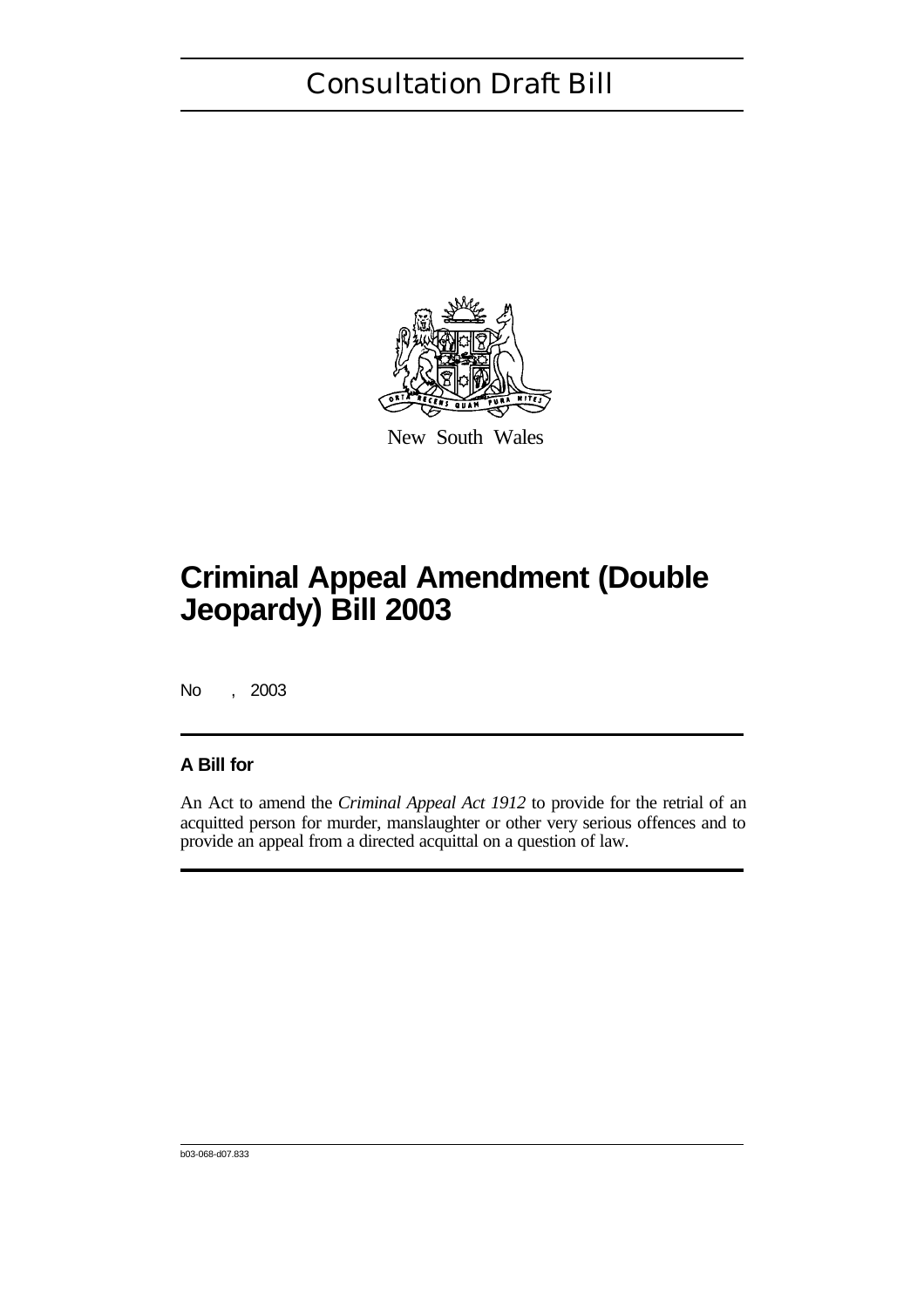# Consultation Draft Bill

New South Wales

# Criminal Appeal Amendment (Double Jeopardy) Bill 2003

No , 2003

## A Bill for

An Act to amend the *Criminal Appeal Act 1912* to provide for the retrial of an acquitted person for murder, manslaughter or other very serious offences and to provide an appeal from a directed acquittal on a question of law.

b03-068-d07.833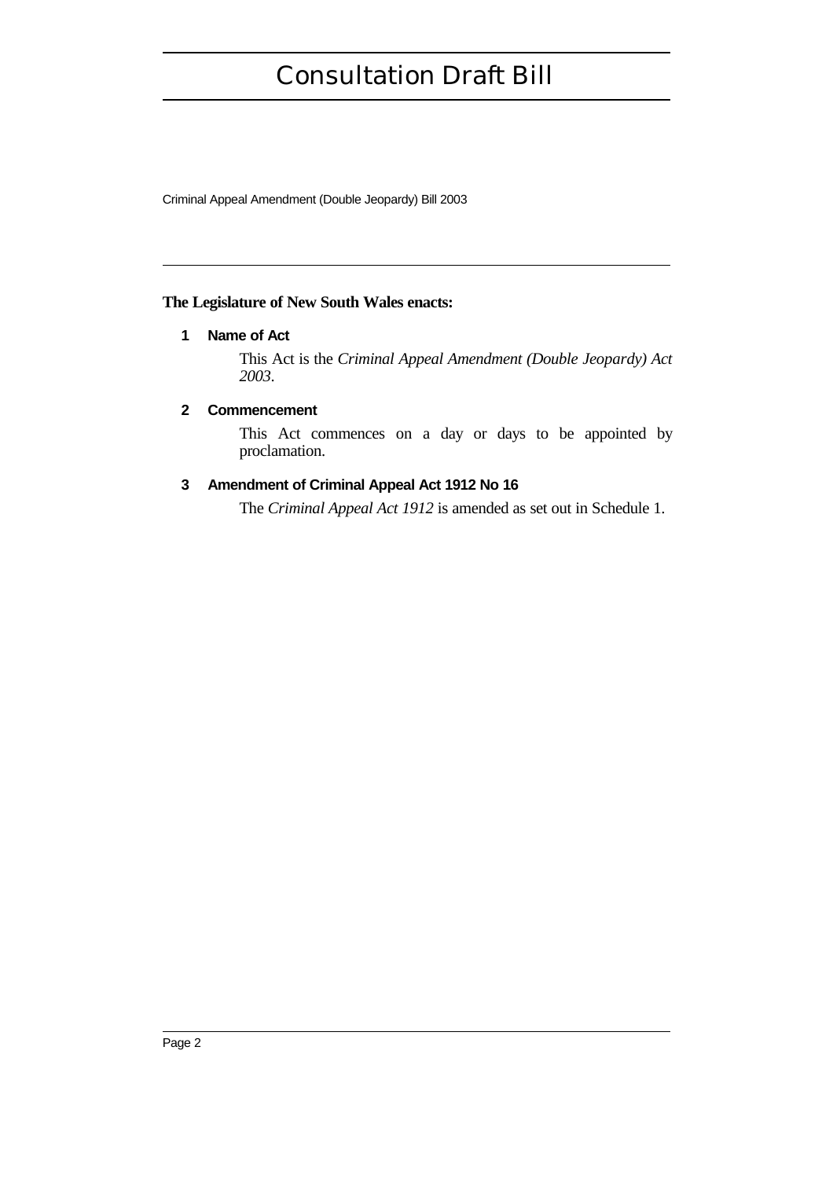Criminal Appeal Amendment (Double Jeopardy) Bill 2003

**The Legislature of New South Wales enacts:**

### 1 Name of Act

This Act is the *Criminal Appeal Amendment (Double Jeopardy) Act 2003*.

### 2 Commencement

This Act commences on a day or days to be appointed by proclamation.

### 3 Amendment of Criminal Appeal Act 1912 No 16

The *Criminal Appeal Act 1912* is amended as set out in Schedule 1.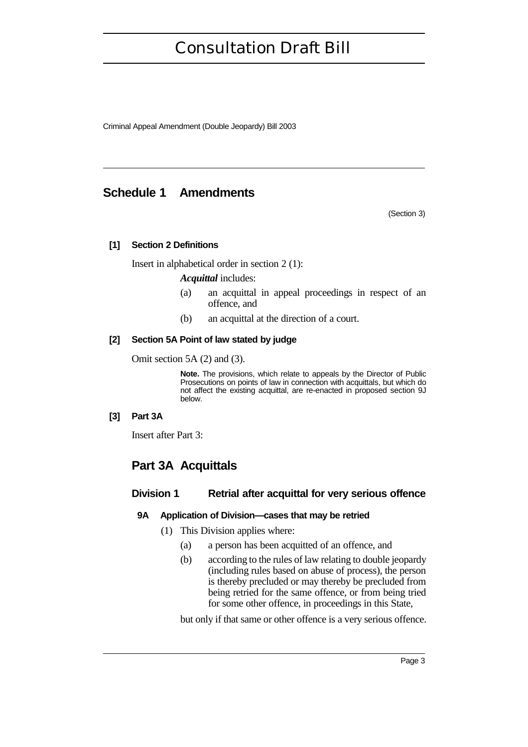Criminal Appeal Amendment (Double Jeopardy) Bill 2003

## Schedule 1 Amendments

(Section 3)

### [1] Section 2 Definitions

Insert in alphabetical order in section 2 (1):

***Acquittal*** includes:

(a) an acquittal in appeal proceedings in respect of an offence, and

(b) an acquittal at the direction of a court.

### [2] Section 5A Point of law stated by judge

Omit section 5A (2) and (3).

**Note.** The provisions, which relate to appeals by the Director of Public Prosecutions on points of law in connection with acquittals, but which do not affect the existing acquittal, are re-enacted in proposed section 9J below.

### [3] Part 3A

Insert after Part 3:

## Part 3A Acquittals

### Division 1 Retrial after acquittal for very serious offence

#### 9A Application of Division—cases that may be retried

(1) This Division applies where:

(a) a person has been acquitted of an offence, and

(b) according to the rules of law relating to double jeopardy (including rules based on abuse of process), the person is thereby precluded or may thereby be precluded from being retried for the same offence, or from being tried for some other offence, in proceedings in this State,

but only if that same or other offence is a very serious offence.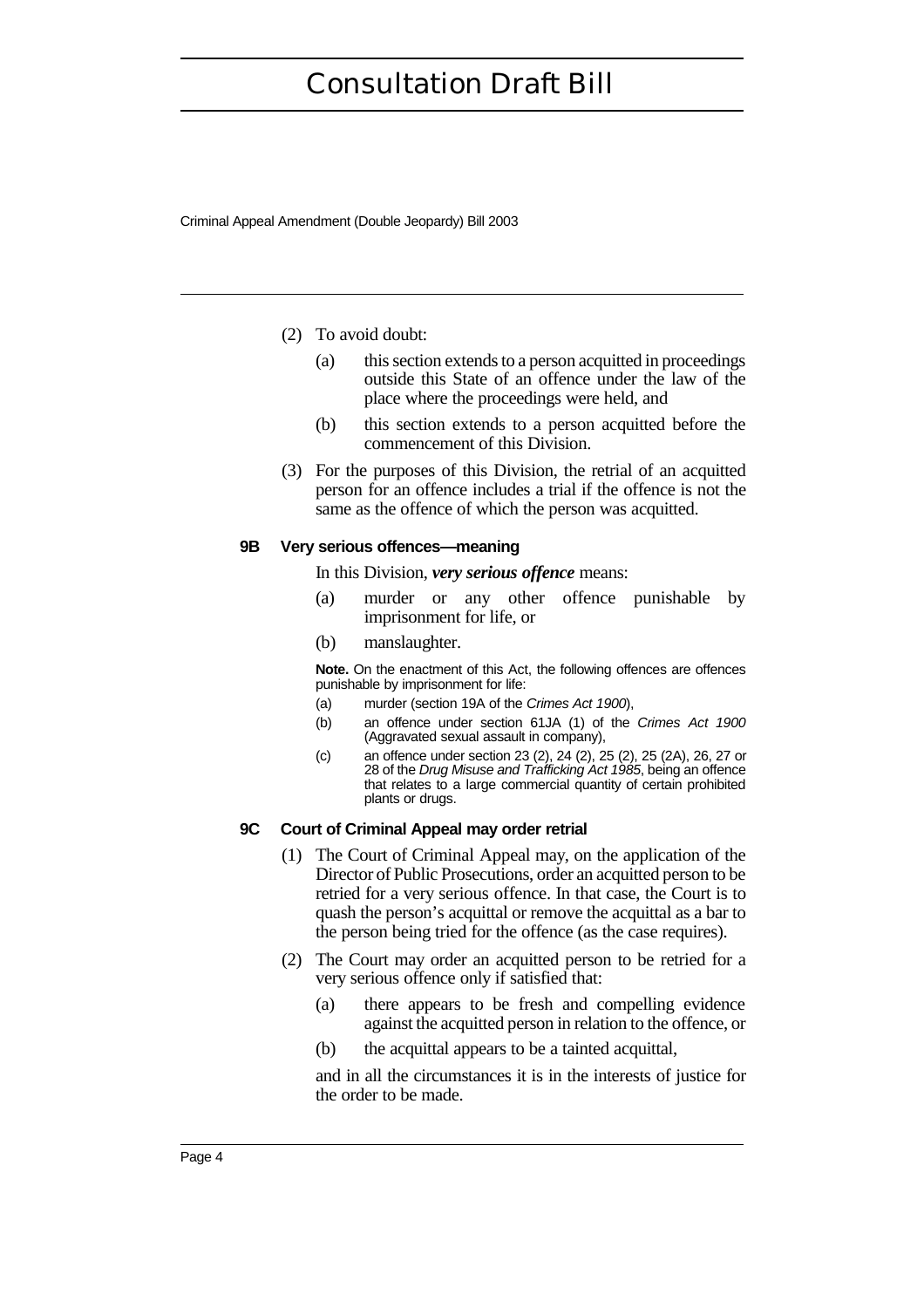(2) To avoid doubt:

(a) this section extends to a person acquitted in proceedings outside this State of an offence under the law of the place where the proceedings were held, and

(b) this section extends to a person acquitted before the commencement of this Division.

(3) For the purposes of this Division, the retrial of an acquitted person for an offence includes a trial if the offence is not the same as the offence of which the person was acquitted.

### 9B Very serious offences—meaning

In this Division, ***very serious offence*** means:

(a) murder or any other offence punishable by imprisonment for life, or

(b) manslaughter.

**Note.** On the enactment of this Act, the following offences are offences punishable by imprisonment for life:

(a) murder (section 19A of the *Crimes Act 1900*),

(b) an offence under section 61JA (1) of the *Crimes Act 1900* (Aggravated sexual assault in company),

(c) an offence under section 23 (2), 24 (2), 25 (2), 25 (2A), 26, 27 or 28 of the *Drug Misuse and Trafficking Act 1985*, being an offence that relates to a large commercial quantity of certain prohibited plants or drugs.

### 9C Court of Criminal Appeal may order retrial

(1) The Court of Criminal Appeal may, on the application of the Director of Public Prosecutions, order an acquitted person to be retried for a very serious offence. In that case, the Court is to quash the person's acquittal or remove the acquittal as a bar to the person being tried for the offence (as the case requires).

(2) The Court may order an acquitted person to be retried for a very serious offence only if satisfied that:

(a) there appears to be fresh and compelling evidence against the acquitted person in relation to the offence, or

(b) the acquittal appears to be a tainted acquittal,

and in all the circumstances it is in the interests of justice for the order to be made.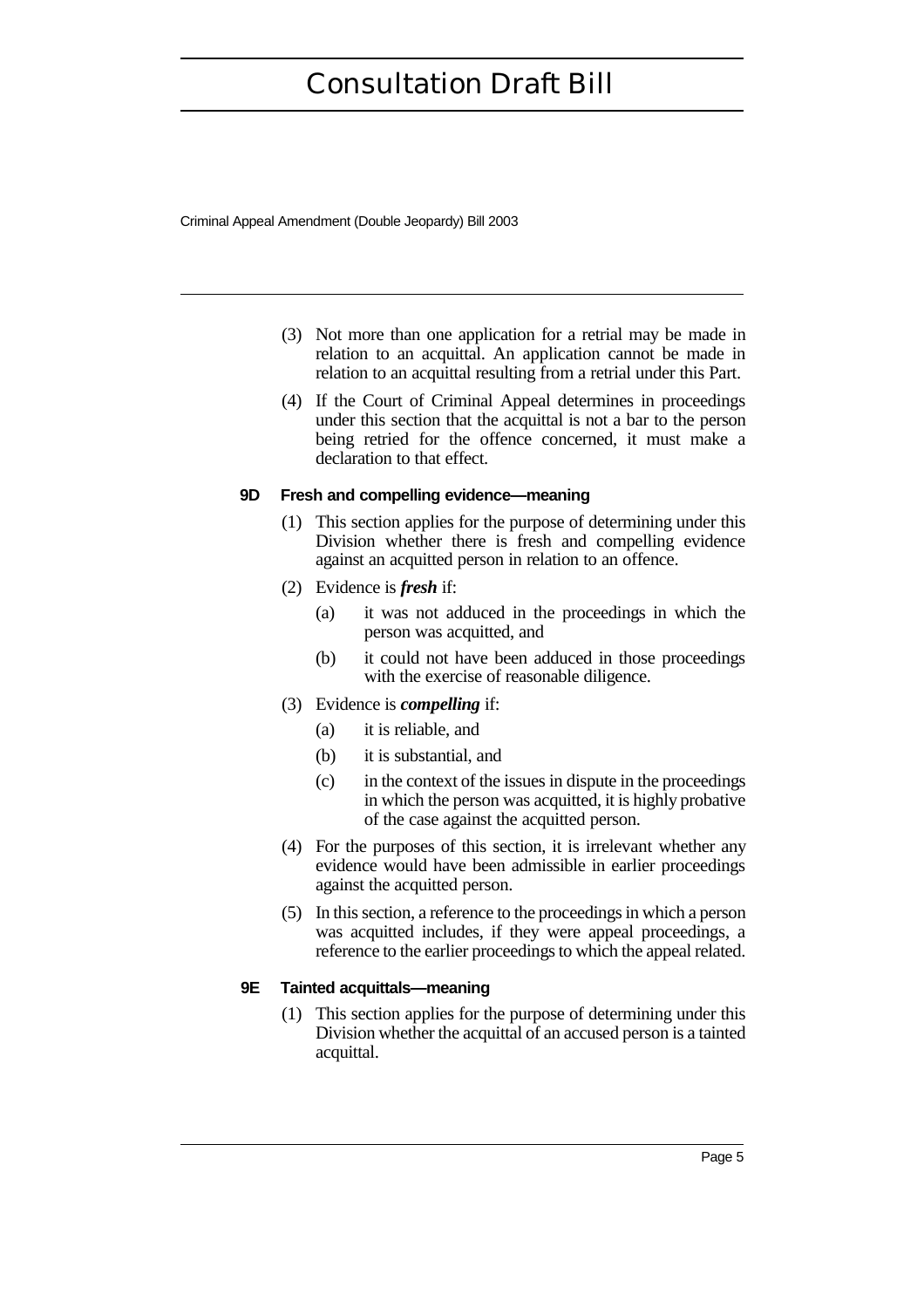(3) Not more than one application for a retrial may be made in relation to an acquittal. An application cannot be made in relation to an acquittal resulting from a retrial under this Part.

(4) If the Court of Criminal Appeal determines in proceedings under this section that the acquittal is not a bar to the person being retried for the offence concerned, it must make a declaration to that effect.

#### 9D Fresh and compelling evidence—meaning

(1) This section applies for the purpose of determining under this Division whether there is fresh and compelling evidence against an acquitted person in relation to an offence.

(2) Evidence is ***fresh*** if:

- (a) it was not adduced in the proceedings in which the person was acquitted, and
- (b) it could not have been adduced in those proceedings with the exercise of reasonable diligence.

(3) Evidence is ***compelling*** if:

- (a) it is reliable, and
- (b) it is substantial, and
- (c) in the context of the issues in dispute in the proceedings in which the person was acquitted, it is highly probative of the case against the acquitted person.

(4) For the purposes of this section, it is irrelevant whether any evidence would have been admissible in earlier proceedings against the acquitted person.

(5) In this section, a reference to the proceedings in which a person was acquitted includes, if they were appeal proceedings, a reference to the earlier proceedings to which the appeal related.

#### 9E Tainted acquittals—meaning

(1) This section applies for the purpose of determining under this Division whether the acquittal of an accused person is a tainted acquittal.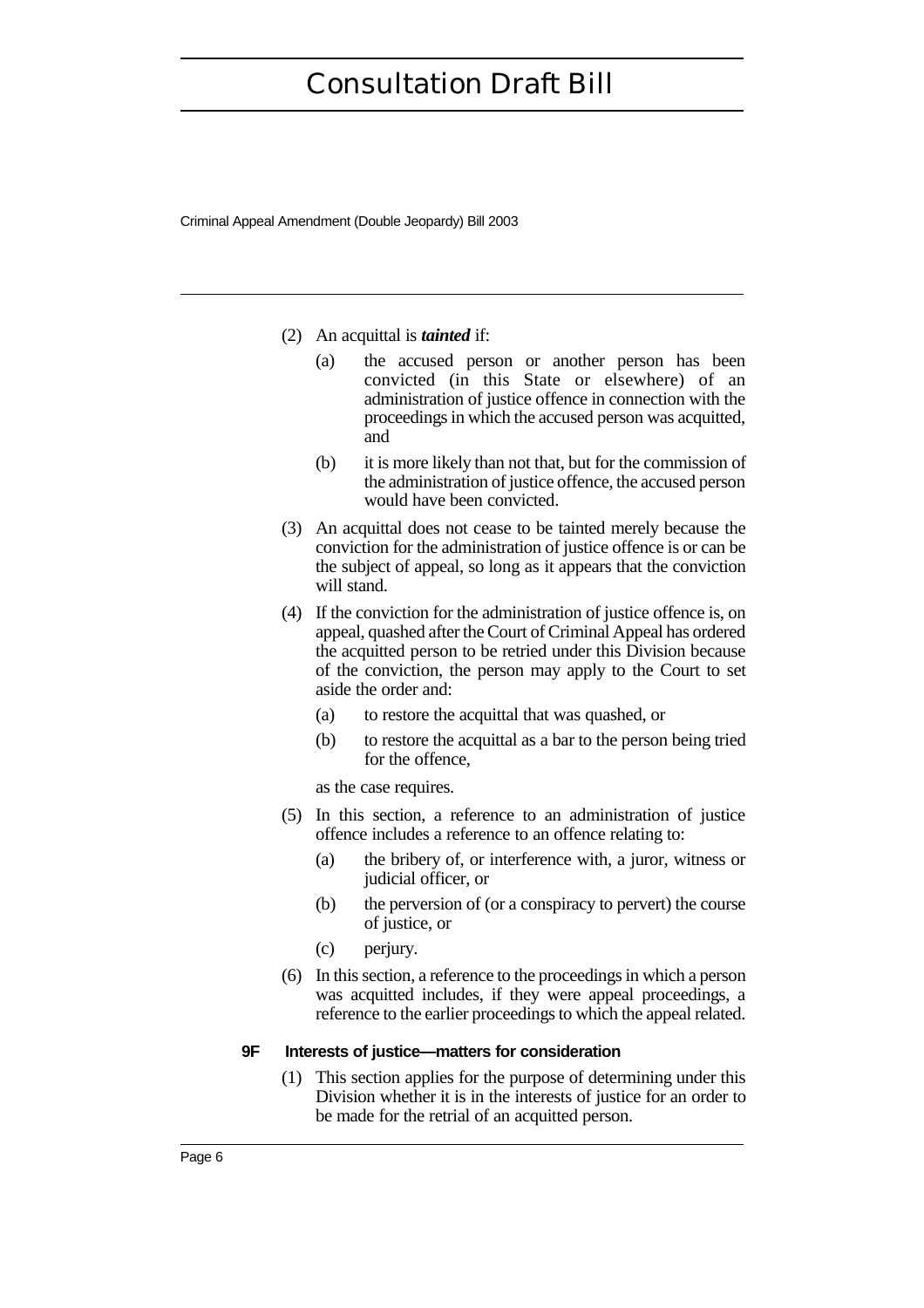(2) An acquittal is ***tainted*** if:

(a) the accused person or another person has been convicted (in this State or elsewhere) of an administration of justice offence in connection with the proceedings in which the accused person was acquitted, and

(b) it is more likely than not that, but for the commission of the administration of justice offence, the accused person would have been convicted.

(3) An acquittal does not cease to be tainted merely because the conviction for the administration of justice offence is or can be the subject of appeal, so long as it appears that the conviction will stand.

(4) If the conviction for the administration of justice offence is, on appeal, quashed after the Court of Criminal Appeal has ordered the acquitted person to be retried under this Division because of the conviction, the person may apply to the Court to set aside the order and:

(a) to restore the acquittal that was quashed, or

(b) to restore the acquittal as a bar to the person being tried for the offence,

as the case requires.

(5) In this section, a reference to an administration of justice offence includes a reference to an offence relating to:

(a) the bribery of, or interference with, a juror, witness or judicial officer, or

(b) the perversion of (or a conspiracy to pervert) the course of justice, or

(c) perjury.

(6) In this section, a reference to the proceedings in which a person was acquitted includes, if they were appeal proceedings, a reference to the earlier proceedings to which the appeal related.

### 9F Interests of justice—matters for consideration

(1) This section applies for the purpose of determining under this Division whether it is in the interests of justice for an order to be made for the retrial of an acquitted person.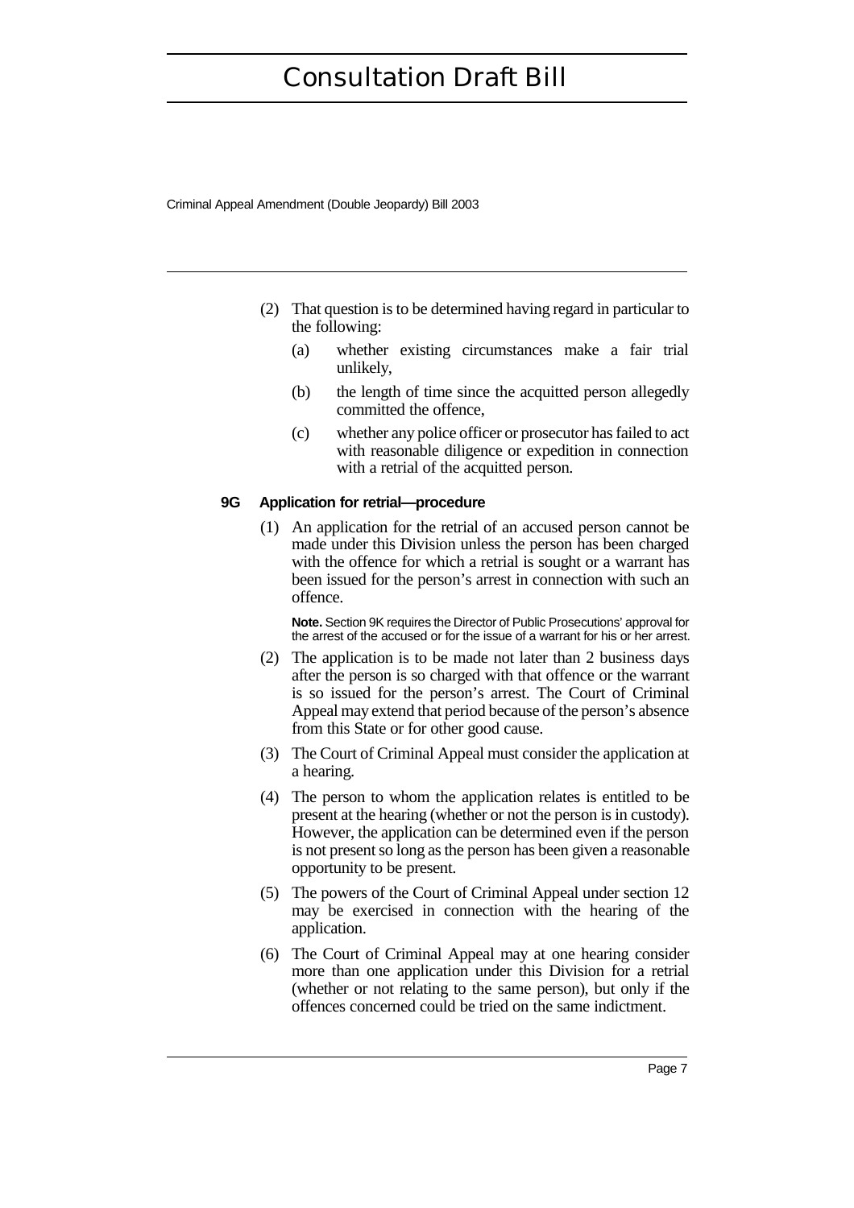(2) That question is to be determined having regard in particular to the following:

   (a) whether existing circumstances make a fair trial unlikely,

   (b) the length of time since the acquitted person allegedly committed the offence,

   (c) whether any police officer or prosecutor has failed to act with reasonable diligence or expedition in connection with a retrial of the acquitted person.

**9G Application for retrial—procedure**

(1) An application for the retrial of an accused person cannot be made under this Division unless the person has been charged with the offence for which a retrial is sought or a warrant has been issued for the person's arrest in connection with such an offence.

**Note.** Section 9K requires the Director of Public Prosecutions' approval for the arrest of the accused or for the issue of a warrant for his or her arrest.

(2) The application is to be made not later than 2 business days after the person is so charged with that offence or the warrant is so issued for the person's arrest. The Court of Criminal Appeal may extend that period because of the person's absence from this State or for other good cause.

(3) The Court of Criminal Appeal must consider the application at a hearing.

(4) The person to whom the application relates is entitled to be present at the hearing (whether or not the person is in custody). However, the application can be determined even if the person is not present so long as the person has been given a reasonable opportunity to be present.

(5) The powers of the Court of Criminal Appeal under section 12 may be exercised in connection with the hearing of the application.

(6) The Court of Criminal Appeal may at one hearing consider more than one application under this Division for a retrial (whether or not relating to the same person), but only if the offences concerned could be tried on the same indictment.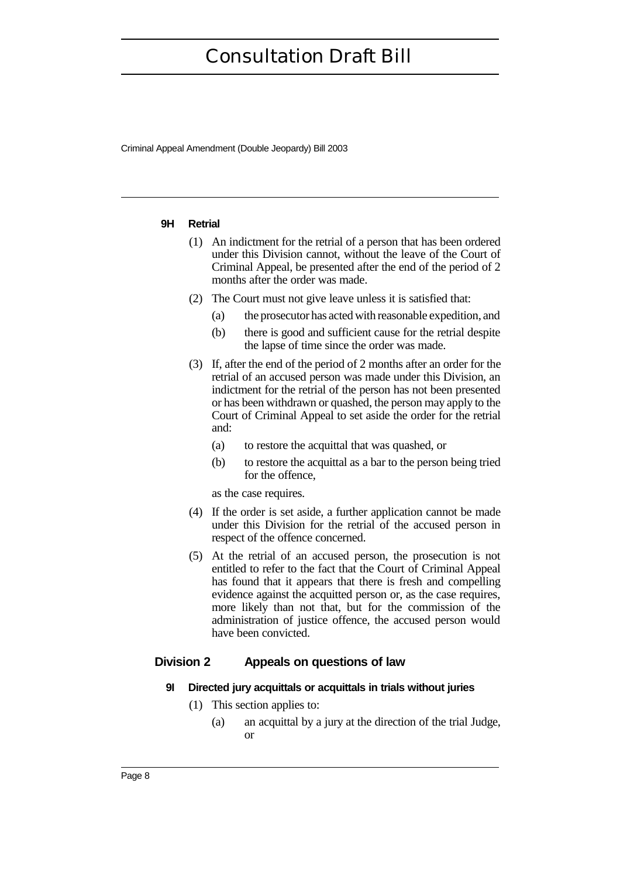#### 9H Retrial

(1) An indictment for the retrial of a person that has been ordered under this Division cannot, without the leave of the Court of Criminal Appeal, be presented after the end of the period of 2 months after the order was made.

(2) The Court must not give leave unless it is satisfied that:

- (a) the prosecutor has acted with reasonable expedition, and
- (b) there is good and sufficient cause for the retrial despite the lapse of time since the order was made.

(3) If, after the end of the period of 2 months after an order for the retrial of an accused person was made under this Division, an indictment for the retrial of the person has not been presented or has been withdrawn or quashed, the person may apply to the Court of Criminal Appeal to set aside the order for the retrial and:

- (a) to restore the acquittal that was quashed, or
- (b) to restore the acquittal as a bar to the person being tried for the offence,

as the case requires.

(4) If the order is set aside, a further application cannot be made under this Division for the retrial of the accused person in respect of the offence concerned.

(5) At the retrial of an accused person, the prosecution is not entitled to refer to the fact that the Court of Criminal Appeal has found that it appears that there is fresh and compelling evidence against the acquitted person or, as the case requires, more likely than not that, but for the commission of the administration of justice offence, the accused person would have been convicted.

### Division 2 Appeals on questions of law

#### 9I Directed jury acquittals or acquittals in trials without juries

(1) This section applies to:

- (a) an acquittal by a jury at the direction of the trial Judge, or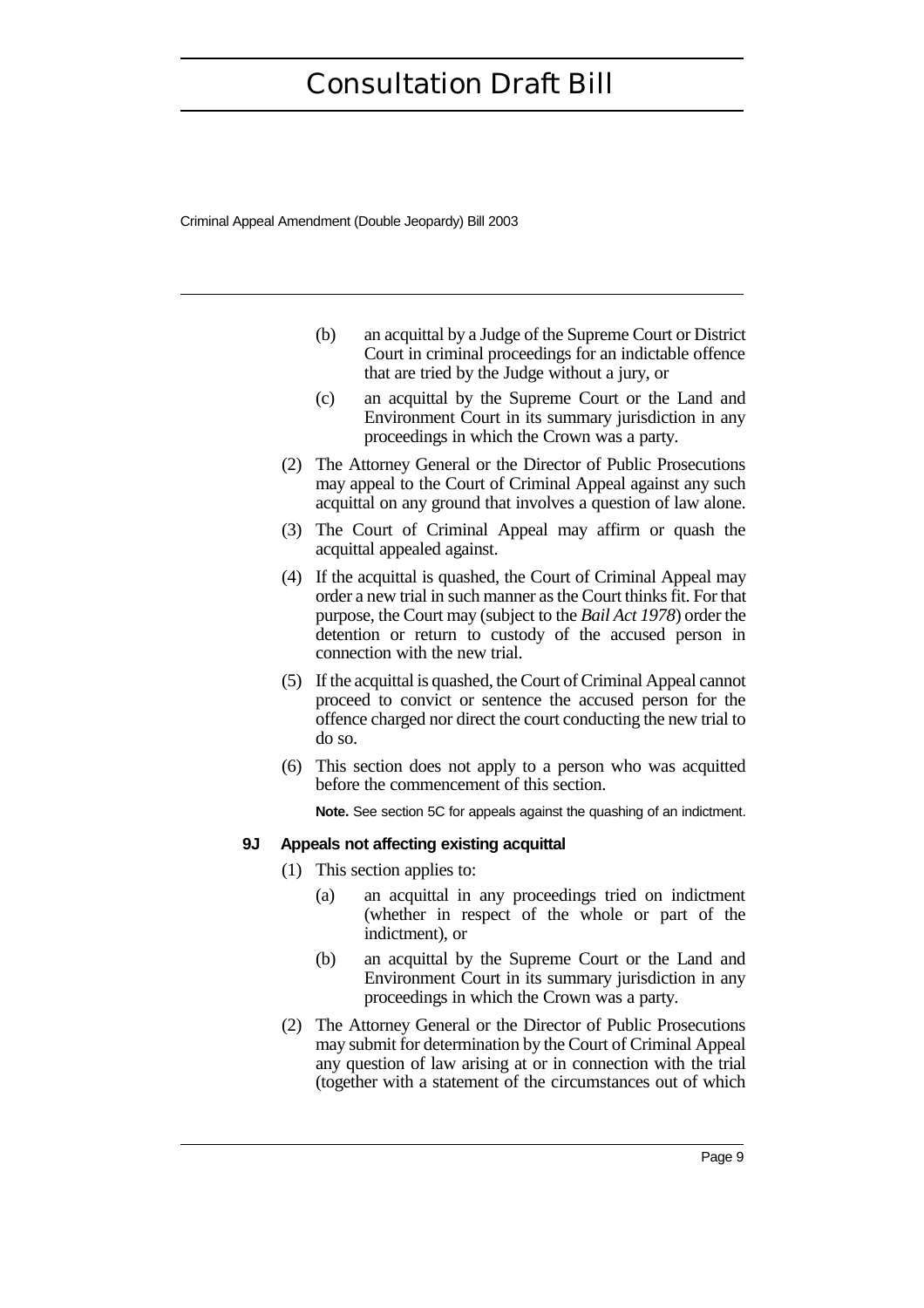(b) an acquittal by a Judge of the Supreme Court or District Court in criminal proceedings for an indictable offence that are tried by the Judge without a jury, or

(c) an acquittal by the Supreme Court or the Land and Environment Court in its summary jurisdiction in any proceedings in which the Crown was a party.

(2) The Attorney General or the Director of Public Prosecutions may appeal to the Court of Criminal Appeal against any such acquittal on any ground that involves a question of law alone.

(3) The Court of Criminal Appeal may affirm or quash the acquittal appealed against.

(4) If the acquittal is quashed, the Court of Criminal Appeal may order a new trial in such manner as the Court thinks fit. For that purpose, the Court may (subject to the *Bail Act 1978*) order the detention or return to custody of the accused person in connection with the new trial.

(5) If the acquittal is quashed, the Court of Criminal Appeal cannot proceed to convict or sentence the accused person for the offence charged nor direct the court conducting the new trial to do so.

(6) This section does not apply to a person who was acquitted before the commencement of this section.

**Note.** See section 5C for appeals against the quashing of an indictment.

**9J Appeals not affecting existing acquittal**

(1) This section applies to:

(a) an acquittal in any proceedings tried on indictment (whether in respect of the whole or part of the indictment), or

(b) an acquittal by the Supreme Court or the Land and Environment Court in its summary jurisdiction in any proceedings in which the Crown was a party.

(2) The Attorney General or the Director of Public Prosecutions may submit for determination by the Court of Criminal Appeal any question of law arising at or in connection with the trial (together with a statement of the circumstances out of which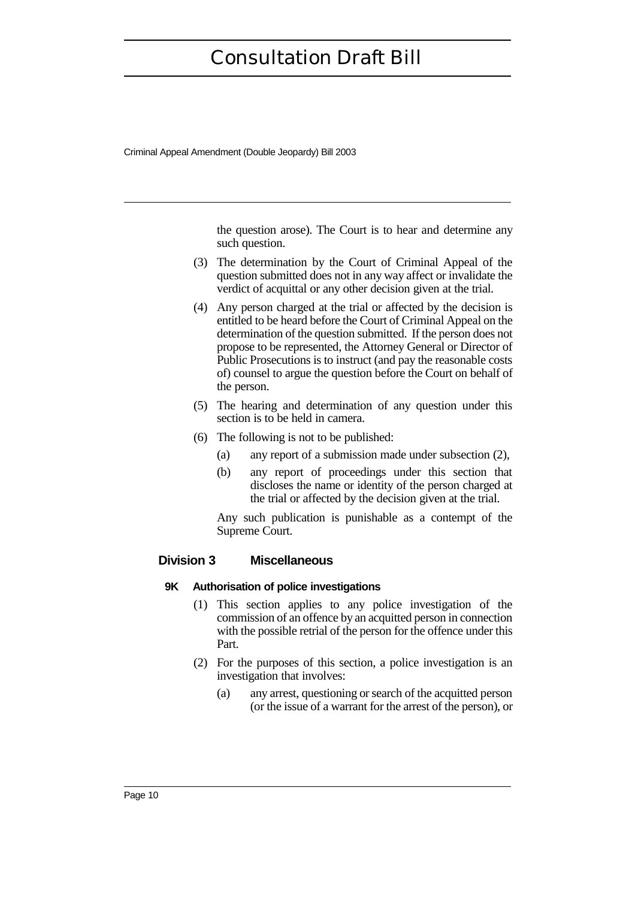the question arose). The Court is to hear and determine any such question.

(3) The determination by the Court of Criminal Appeal of the question submitted does not in any way affect or invalidate the verdict of acquittal or any other decision given at the trial.

(4) Any person charged at the trial or affected by the decision is entitled to be heard before the Court of Criminal Appeal on the determination of the question submitted. If the person does not propose to be represented, the Attorney General or Director of Public Prosecutions is to instruct (and pay the reasonable costs of) counsel to argue the question before the Court on behalf of the person.

(5) The hearing and determination of any question under this section is to be held in camera.

(6) The following is not to be published:

(a) any report of a submission made under subsection (2),

(b) any report of proceedings under this section that discloses the name or identity of the person charged at the trial or affected by the decision given at the trial.

Any such publication is punishable as a contempt of the Supreme Court.

## Division 3 Miscellaneous

### 9K Authorisation of police investigations

(1) This section applies to any police investigation of the commission of an offence by an acquitted person in connection with the possible retrial of the person for the offence under this Part.

(2) For the purposes of this section, a police investigation is an investigation that involves:

(a) any arrest, questioning or search of the acquitted person (or the issue of a warrant for the arrest of the person), or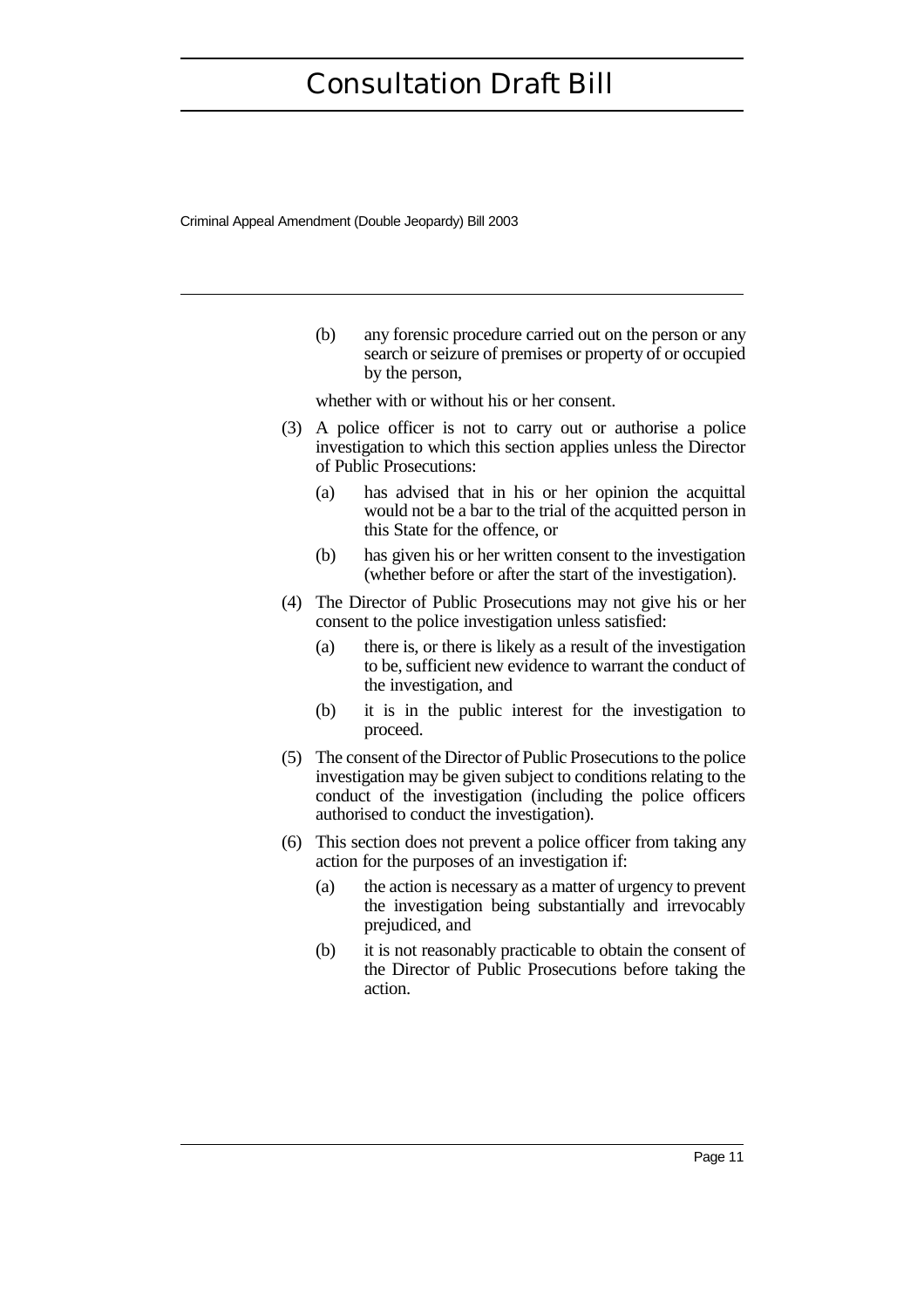(b) any forensic procedure carried out on the person or any search or seizure of premises or property of or occupied by the person,

whether with or without his or her consent.

(3) A police officer is not to carry out or authorise a police investigation to which this section applies unless the Director of Public Prosecutions:

(a) has advised that in his or her opinion the acquittal would not be a bar to the trial of the acquitted person in this State for the offence, or

(b) has given his or her written consent to the investigation (whether before or after the start of the investigation).

(4) The Director of Public Prosecutions may not give his or her consent to the police investigation unless satisfied:

(a) there is, or there is likely as a result of the investigation to be, sufficient new evidence to warrant the conduct of the investigation, and

(b) it is in the public interest for the investigation to proceed.

(5) The consent of the Director of Public Prosecutions to the police investigation may be given subject to conditions relating to the conduct of the investigation (including the police officers authorised to conduct the investigation).

(6) This section does not prevent a police officer from taking any action for the purposes of an investigation if:

(a) the action is necessary as a matter of urgency to prevent the investigation being substantially and irrevocably prejudiced, and

(b) it is not reasonably practicable to obtain the consent of the Director of Public Prosecutions before taking the action.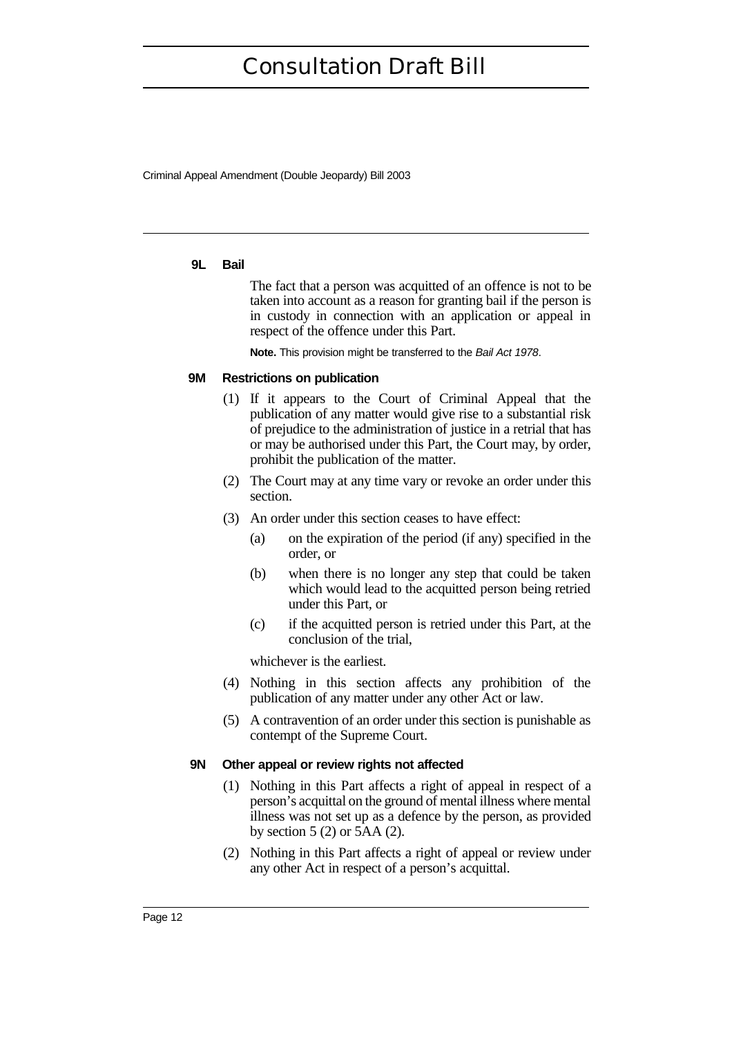### 9L Bail

The fact that a person was acquitted of an offence is not to be taken into account as a reason for granting bail if the person is in custody in connection with an application or appeal in respect of the offence under this Part.

**Note.** This provision might be transferred to the *Bail Act 1978*.

### 9M Restrictions on publication

(1) If it appears to the Court of Criminal Appeal that the publication of any matter would give rise to a substantial risk of prejudice to the administration of justice in a retrial that has or may be authorised under this Part, the Court may, by order, prohibit the publication of the matter.

(2) The Court may at any time vary or revoke an order under this section.

(3) An order under this section ceases to have effect:

- (a) on the expiration of the period (if any) specified in the order, or
- (b) when there is no longer any step that could be taken which would lead to the acquitted person being retried under this Part, or
- (c) if the acquitted person is retried under this Part, at the conclusion of the trial,

whichever is the earliest.

(4) Nothing in this section affects any prohibition of the publication of any matter under any other Act or law.

(5) A contravention of an order under this section is punishable as contempt of the Supreme Court.

### 9N Other appeal or review rights not affected

(1) Nothing in this Part affects a right of appeal in respect of a person's acquittal on the ground of mental illness where mental illness was not set up as a defence by the person, as provided by section 5 (2) or 5AA (2).

(2) Nothing in this Part affects a right of appeal or review under any other Act in respect of a person's acquittal.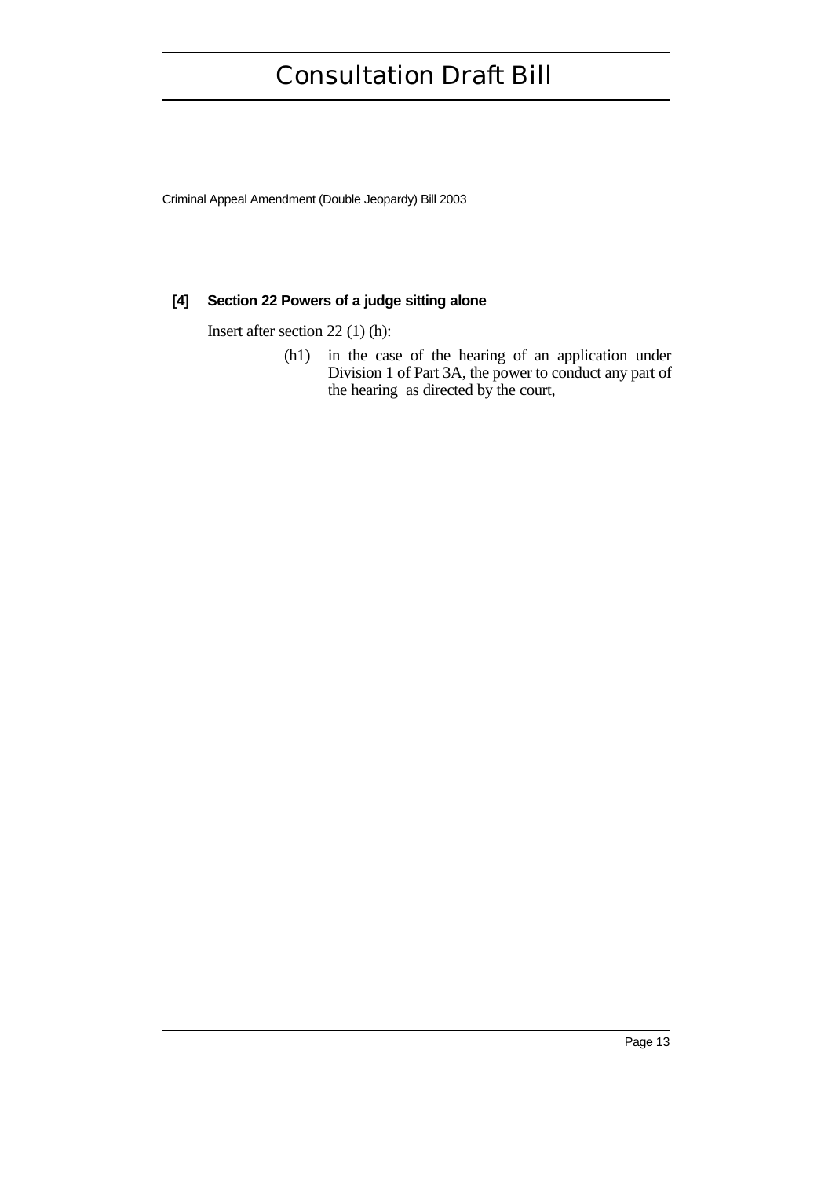**[4] Section 22 Powers of a judge sitting alone**

Insert after section 22 (1) (h):

(h1) in the case of the hearing of an application under Division 1 of Part 3A, the power to conduct any part of the hearing as directed by the court,